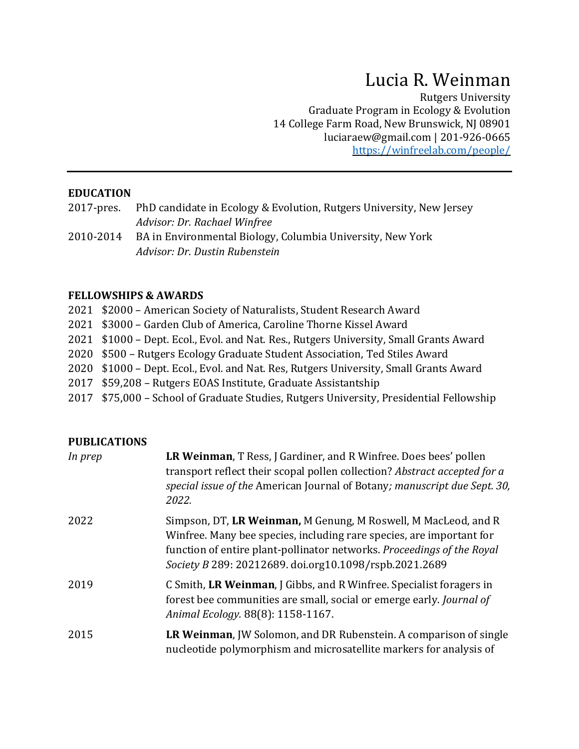# Lucia R. Weinman

Rutgers University
Graduate Program in Ecology & Evolution
14 College Farm Road, New Brunswick, NJ 08901
luciaraew@gmail.com | 201-926-0665
https://winfreelab.com/people/

---

## EDUCATION

2017-pres. PhD candidate in Ecology & Evolution, Rutgers University, New Jersey
*Advisor: Dr. Rachael Winfree*

2010-2014 BA in Environmental Biology, Columbia University, New York
*Advisor: Dr. Dustin Rubenstein*

## FELLOWSHIPS & AWARDS

2021 $2000 – American Society of Naturalists, Student Research Award
2021 $3000 – Garden Club of America, Caroline Thorne Kissel Award
2021 $1000 – Dept. Ecol., Evol. and Nat. Res., Rutgers University, Small Grants Award
2020 $500 – Rutgers Ecology Graduate Student Association, Ted Stiles Award
2020 $1000 – Dept. Ecol., Evol. and Nat. Res, Rutgers University, Small Grants Award
2017 $59,208 – Rutgers EOAS Institute, Graduate Assistantship
2017 $75,000 – School of Graduate Studies, Rutgers University, Presidential Fellowship

## PUBLICATIONS

*In prep* **LR Weinman**, T Ress, J Gardiner, and R Winfree. Does bees' pollen transport reflect their scopal pollen collection? *Abstract accepted for a special issue of the* American Journal of Botany*; manuscript due Sept. 30, 2022.*

2022 Simpson, DT, **LR Weinman,** M Genung, M Roswell, M MacLeod, and R Winfree. Many bee species, including rare species, are important for function of entire plant-pollinator networks. *Proceedings of the Royal Society B* 289: 20212689. doi.org10.1098/rspb.2021.2689

2019 C Smith, **LR Weinman**, J Gibbs, and R Winfree. Specialist foragers in forest bee communities are small, social or emerge early. *Journal of Animal Ecology.* 88(8): 1158-1167.

2015 **LR Weinman**, JW Solomon, and DR Rubenstein. A comparison of single nucleotide polymorphism and microsatellite markers for analysis of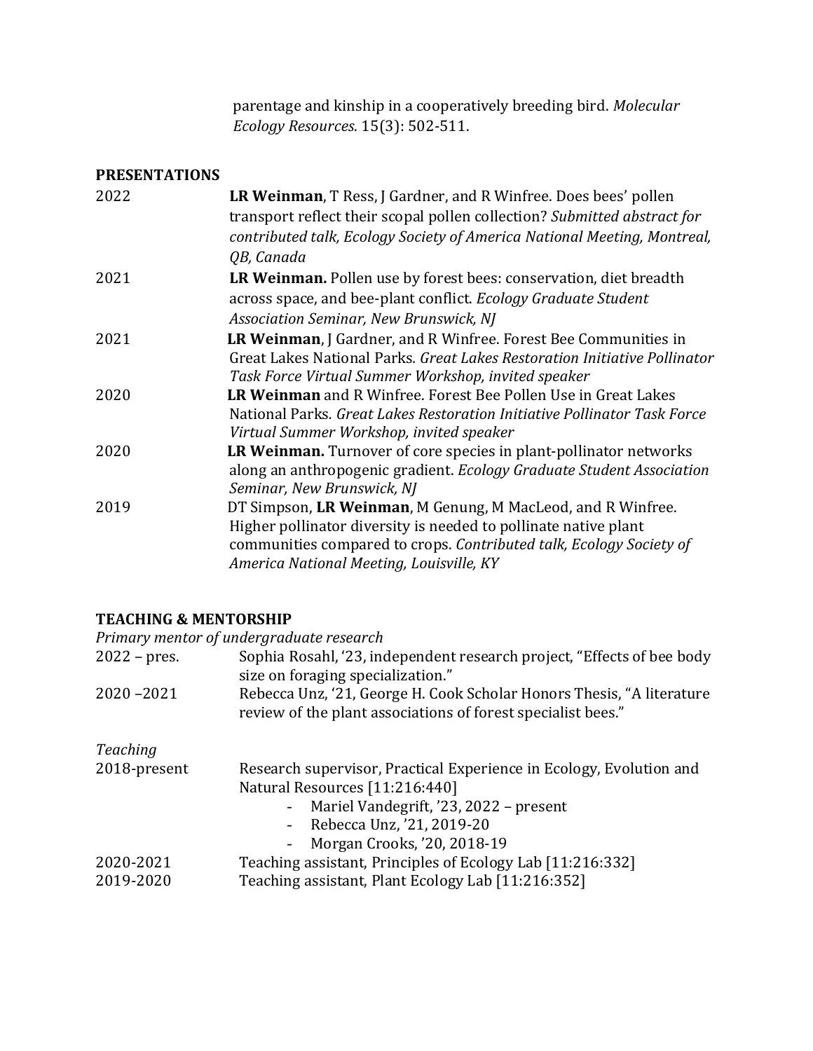parentage and kinship in a cooperatively breeding bird. *Molecular Ecology Resources*. 15(3): 502-511.

## PRESENTATIONS

2022 — **LR Weinman**, T Ress, J Gardner, and R Winfree. Does bees' pollen transport reflect their scopal pollen collection? *Submitted abstract for contributed talk, Ecology Society of America National Meeting, Montreal, QB, Canada*

2021 — **LR Weinman.** Pollen use by forest bees: conservation, diet breadth across space, and bee-plant conflict. *Ecology Graduate Student Association Seminar, New Brunswick, NJ*

2021 — **LR Weinman**, J Gardner, and R Winfree. Forest Bee Communities in Great Lakes National Parks*. Great Lakes Restoration Initiative Pollinator Task Force Virtual Summer Workshop, invited speaker*

2020 — **LR Weinman** and R Winfree. Forest Bee Pollen Use in Great Lakes National Parks*. Great Lakes Restoration Initiative Pollinator Task Force Virtual Summer Workshop, invited speaker*

2020 — **LR Weinman.** Turnover of core species in plant-pollinator networks along an anthropogenic gradient. *Ecology Graduate Student Association Seminar, New Brunswick, NJ*

2019 — DT Simpson, **LR Weinman**, M Genung, M MacLeod, and R Winfree. Higher pollinator diversity is needed to pollinate native plant communities compared to crops. *Contributed talk, Ecology Society of America National Meeting, Louisville, KY*

## TEACHING & MENTORSHIP

*Primary mentor of undergraduate research*

2022 – pres. — Sophia Rosahl, '23, independent research project, "Effects of bee body size on foraging specialization."

2020 –2021 — Rebecca Unz, '21, George H. Cook Scholar Honors Thesis, "A literature review of the plant associations of forest specialist bees."

*Teaching*

2018-present — Research supervisor, Practical Experience in Ecology, Evolution and Natural Resources [11:216:440]

- Mariel Vandegrift, '23, 2022 – present
- Rebecca Unz, '21, 2019-20
- Morgan Crooks, '20, 2018-19

2020-2021 — Teaching assistant, Principles of Ecology Lab [11:216:332]

2019-2020 — Teaching assistant, Plant Ecology Lab [11:216:352]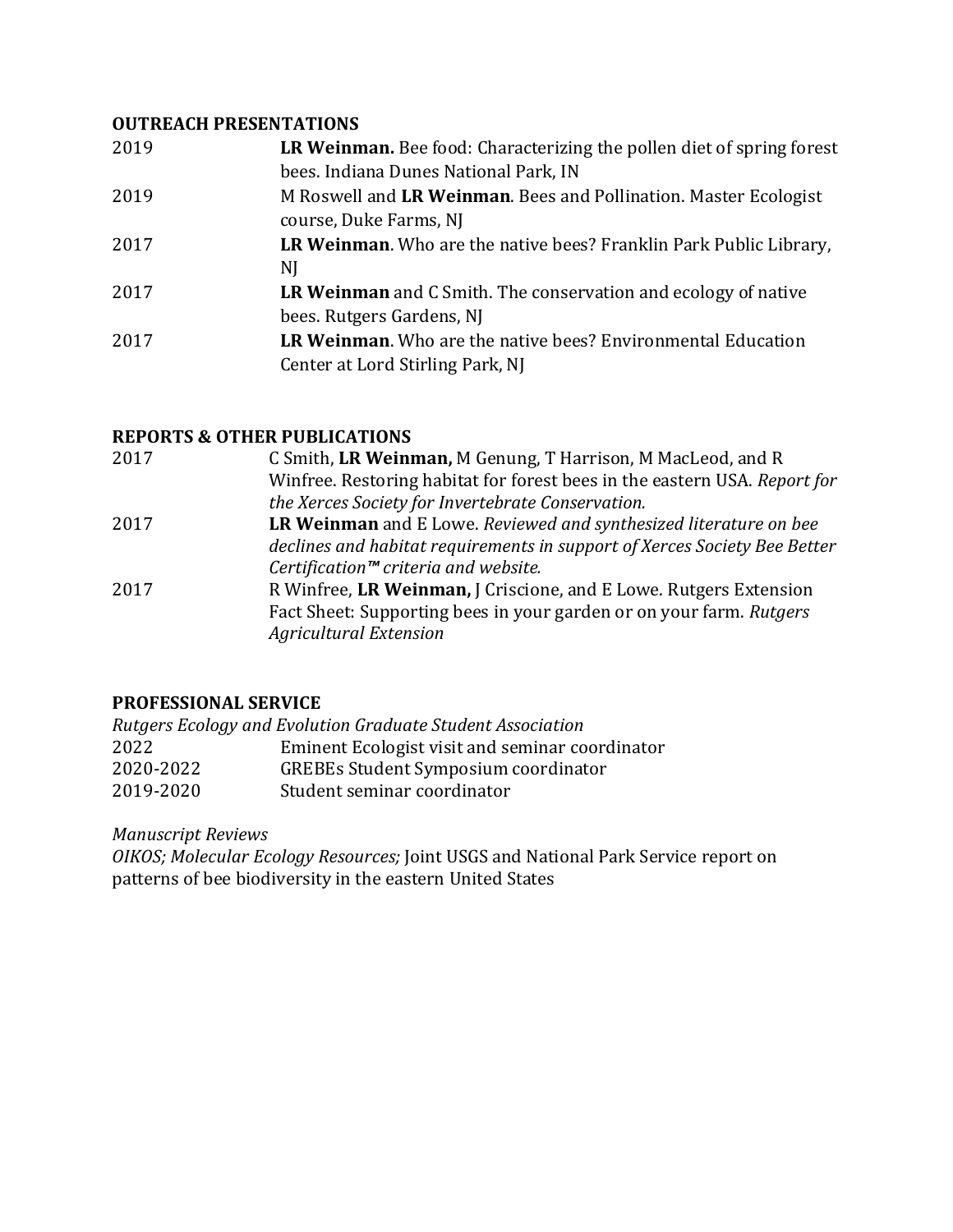### OUTREACH PRESENTATIONS

| | |
|---|---|
| 2019 | **LR Weinman.** Bee food: Characterizing the pollen diet of spring forest bees. Indiana Dunes National Park, IN |
| 2019 | M Roswell and **LR Weinman**. Bees and Pollination. Master Ecologist course, Duke Farms, NJ |
| 2017 | **LR Weinman**. Who are the native bees? Franklin Park Public Library, NJ |
| 2017 | **LR Weinman** and C Smith. The conservation and ecology of native bees. Rutgers Gardens, NJ |
| 2017 | **LR Weinman**. Who are the native bees? Environmental Education Center at Lord Stirling Park, NJ |

### REPORTS & OTHER PUBLICATIONS

| | |
|---|---|
| 2017 | C Smith, **LR Weinman,** M Genung, T Harrison, M MacLeod, and R Winfree. Restoring habitat for forest bees in the eastern USA. *Report for the Xerces Society for Invertebrate Conservation.* |
| 2017 | **LR Weinman** and E Lowe. *Reviewed and synthesized literature on bee declines and habitat requirements in support of Xerces Society Bee Better Certification™ criteria and website.* |
| 2017 | R Winfree, **LR Weinman,** J Criscione, and E Lowe. Rutgers Extension Fact Sheet: Supporting bees in your garden or on your farm. *Rutgers Agricultural Extension* |

### PROFESSIONAL SERVICE

*Rutgers Ecology and Evolution Graduate Student Association*

| | |
|---|---|
| 2022 | Eminent Ecologist visit and seminar coordinator |
| 2020-2022 | GREBEs Student Symposium coordinator |
| 2019-2020 | Student seminar coordinator |

*Manuscript Reviews*

*OIKOS; Molecular Ecology Resources;* Joint USGS and National Park Service report on patterns of bee biodiversity in the eastern United States